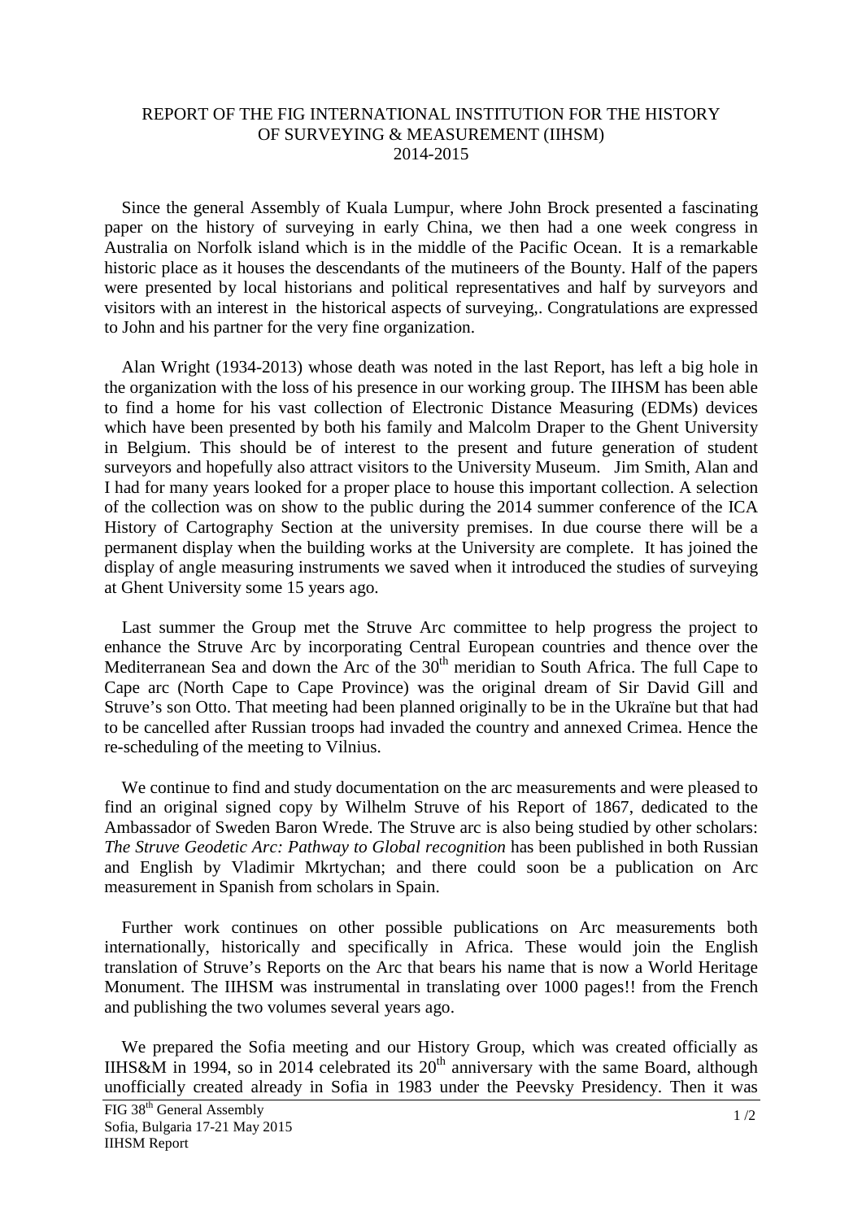# REPORT OF THE FIG INTERNATIONAL INSTITUTION FOR THE HISTORY OF SURVEYING & MEASUREMENT (IIHSM)
# 2014-2015

Since the general Assembly of Kuala Lumpur, where John Brock presented a fascinating paper on the history of surveying in early China, we then had a one week congress in Australia on Norfolk island which is in the middle of the Pacific Ocean. It is a remarkable historic place as it houses the descendants of the mutineers of the Bounty. Half of the papers were presented by local historians and political representatives and half by surveyors and visitors with an interest in the historical aspects of surveying,. Congratulations are expressed to John and his partner for the very fine organization.

Alan Wright (1934-2013) whose death was noted in the last Report, has left a big hole in the organization with the loss of his presence in our working group. The IIHSM has been able to find a home for his vast collection of Electronic Distance Measuring (EDMs) devices which have been presented by both his family and Malcolm Draper to the Ghent University in Belgium. This should be of interest to the present and future generation of student surveyors and hopefully also attract visitors to the University Museum. Jim Smith, Alan and I had for many years looked for a proper place to house this important collection. A selection of the collection was on show to the public during the 2014 summer conference of the ICA History of Cartography Section at the university premises. In due course there will be a permanent display when the building works at the University are complete. It has joined the display of angle measuring instruments we saved when it introduced the studies of surveying at Ghent University some 15 years ago.

Last summer the Group met the Struve Arc committee to help progress the project to enhance the Struve Arc by incorporating Central European countries and thence over the Mediterranean Sea and down the Arc of the 30th meridian to South Africa. The full Cape to Cape arc (North Cape to Cape Province) was the original dream of Sir David Gill and Struve's son Otto. That meeting had been planned originally to be in the Ukraïne but that had to be cancelled after Russian troops had invaded the country and annexed Crimea. Hence the re-scheduling of the meeting to Vilnius.

We continue to find and study documentation on the arc measurements and were pleased to find an original signed copy by Wilhelm Struve of his Report of 1867, dedicated to the Ambassador of Sweden Baron Wrede. The Struve arc is also being studied by other scholars: *The Struve Geodetic Arc: Pathway to Global recognition* has been published in both Russian and English by Vladimir Mkrtychan; and there could soon be a publication on Arc measurement in Spanish from scholars in Spain.

Further work continues on other possible publications on Arc measurements both internationally, historically and specifically in Africa. These would join the English translation of Struve's Reports on the Arc that bears his name that is now a World Heritage Monument. The IIHSM was instrumental in translating over 1000 pages!! from the French and publishing the two volumes several years ago.

We prepared the Sofia meeting and our History Group, which was created officially as IIHS&M in 1994, so in 2014 celebrated its 20th anniversary with the same Board, although unofficially created already in Sofia in 1983 under the Peevsky Presidency. Then it was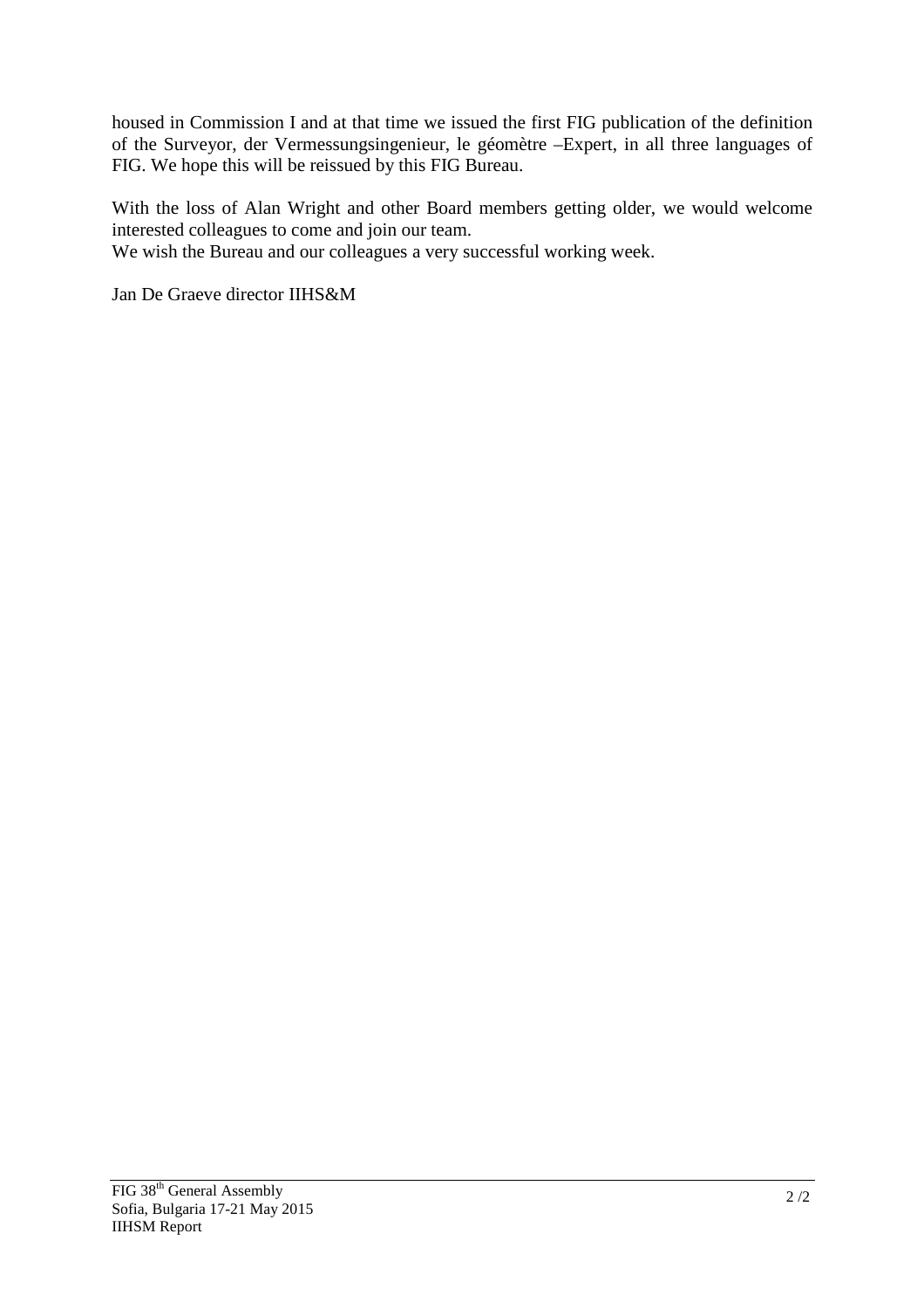housed in Commission I and at that time we issued the first FIG publication of the definition of the Surveyor, der Vermessungsingenieur, le géomètre –Expert, in all three languages of FIG. We hope this will be reissued by this FIG Bureau.

With the loss of Alan Wright and other Board members getting older, we would welcome interested colleagues to come and join our team.
We wish the Bureau and our colleagues a very successful working week.

Jan De Graeve director IIHS&M